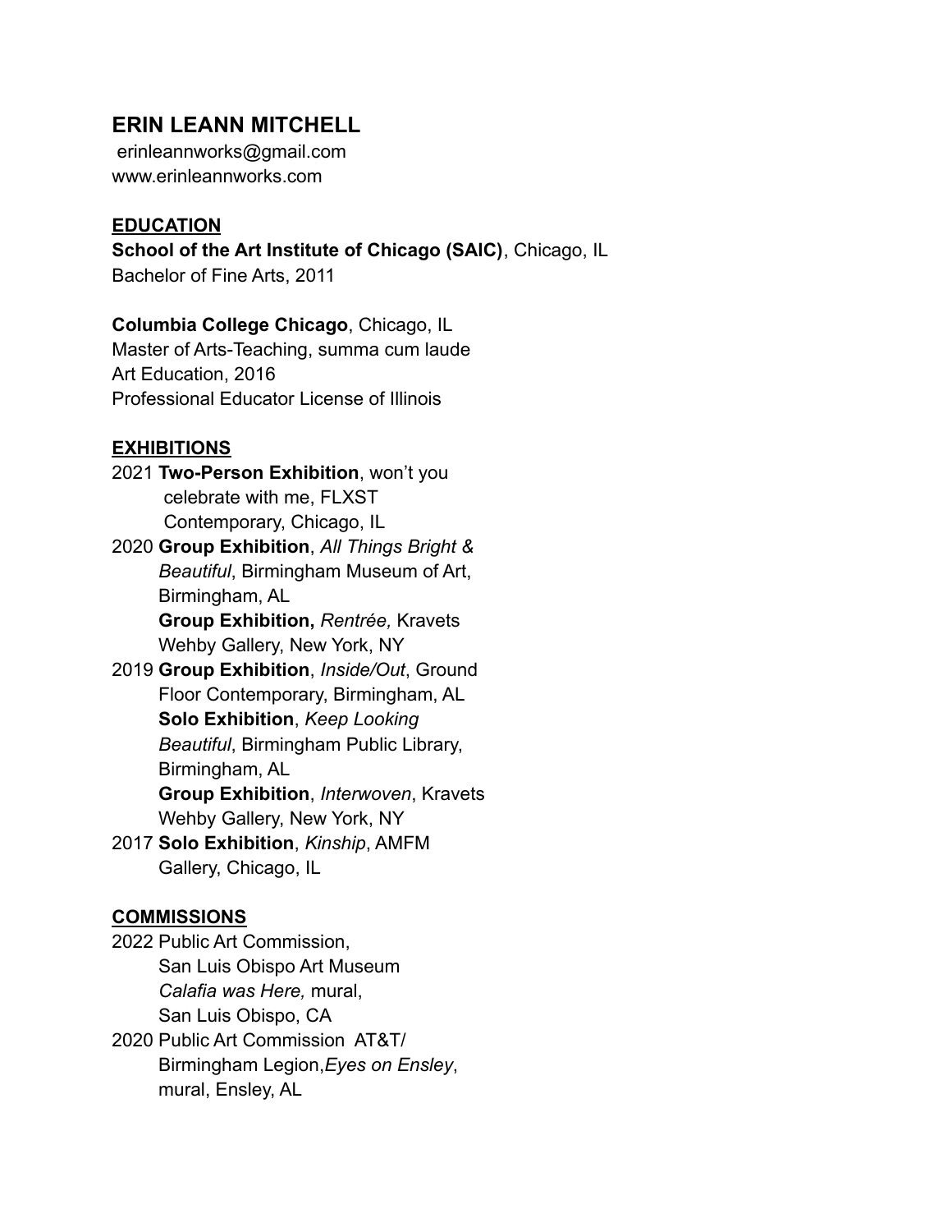# ERIN LEANN MITCHELL

erinleannworks@gmail.com
www.erinleannworks.com

## EDUCATION

**School of the Art Institute of Chicago (SAIC)**, Chicago, IL
Bachelor of Fine Arts, 2011

**Columbia College Chicago**, Chicago, IL
Master of Arts-Teaching, summa cum laude
Art Education, 2016
Professional Educator License of Illinois

## EXHIBITIONS

2021 **Two-Person Exhibition**, won't you celebrate with me, FLXST Contemporary, Chicago, IL

2020 **Group Exhibition**, *All Things Bright & Beautiful*, Birmingham Museum of Art, Birmingham, AL
**Group Exhibition,** *Rentrée,* Kravets Wehby Gallery, New York, NY

2019 **Group Exhibition**, *Inside/Out*, Ground Floor Contemporary, Birmingham, AL
**Solo Exhibition**, *Keep Looking Beautiful*, Birmingham Public Library, Birmingham, AL
**Group Exhibition**, *Interwoven*, Kravets Wehby Gallery, New York, NY

2017 **Solo Exhibition**, *Kinship*, AMFM Gallery, Chicago, IL

## COMMISSIONS

2022 Public Art Commission, San Luis Obispo Art Museum *Calafia was Here,* mural, San Luis Obispo, CA

2020 Public Art Commission AT&T/ Birmingham Legion,*Eyes on Ensley*, mural, Ensley, AL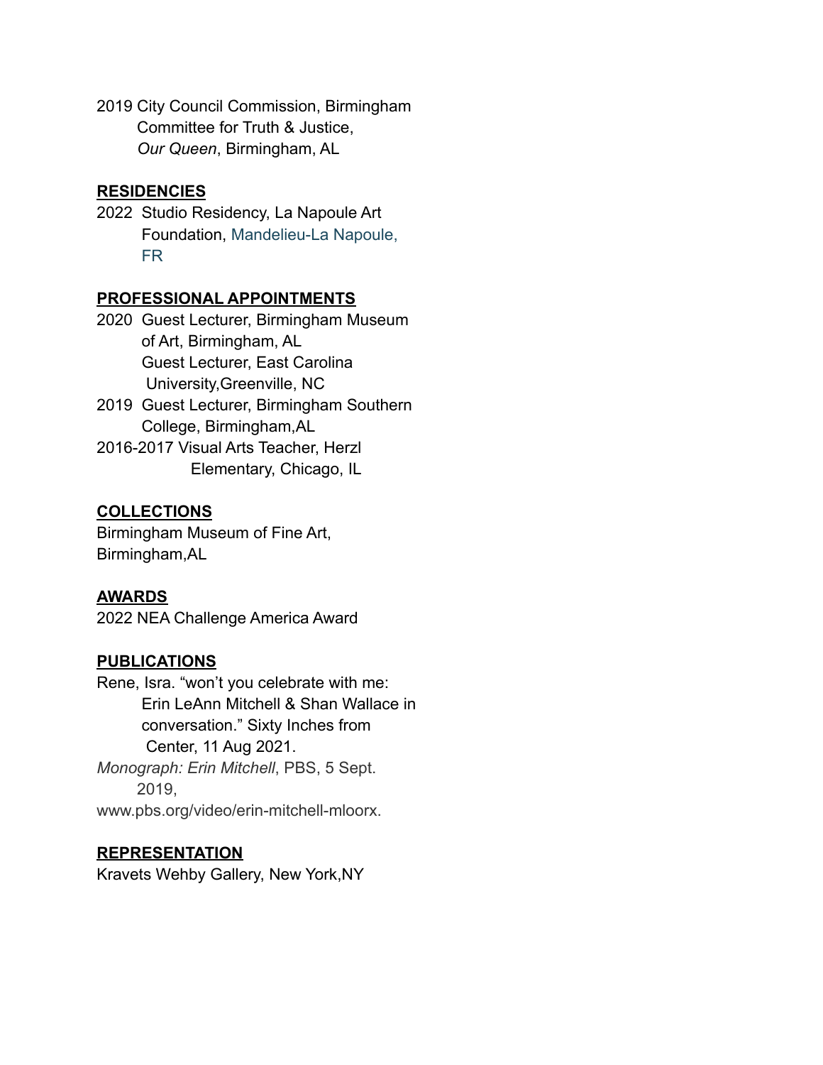2019 City Council Commission, Birmingham Committee for Truth & Justice, *Our Queen*, Birmingham, AL

**RESIDENCIES**

2022 Studio Residency, La Napoule Art Foundation, Mandelieu-La Napoule, FR

**PROFESSIONAL APPOINTMENTS**

2020 Guest Lecturer, Birmingham Museum of Art, Birmingham, AL
Guest Lecturer, East Carolina University,Greenville, NC

2019 Guest Lecturer, Birmingham Southern College, Birmingham,AL

2016-2017 Visual Arts Teacher, Herzl Elementary, Chicago, IL

**COLLECTIONS**

Birmingham Museum of Fine Art, Birmingham,AL

**AWARDS**

2022 NEA Challenge America Award

**PUBLICATIONS**

Rene, Isra. "won't you celebrate with me: Erin LeAnn Mitchell & Shan Wallace in conversation." Sixty Inches from Center, 11 Aug 2021.

*Monograph: Erin Mitchell*, PBS, 5 Sept. 2019, www.pbs.org/video/erin-mitchell-mloorx.

**REPRESENTATION**

Kravets Wehby Gallery, New York,NY